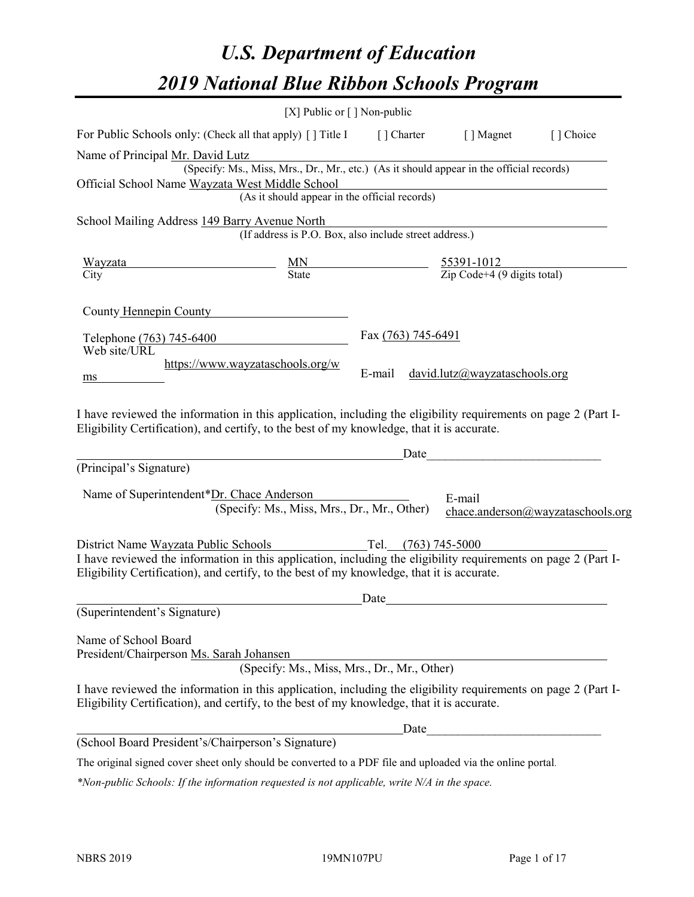# U.S. Department of Education
# 2019 National Blue Ribbon Schools Program

[X] Public or [ ] Non-public

For Public Schools only: (Check all that apply) [ ] Title I [ ] Charter [ ] Magnet [ ] Choice

Name of Principal Mr. David Lutz
(Specify: Ms., Miss, Mrs., Dr., Mr., etc.) (As it should appear in the official records)

Official School Name Wayzata West Middle School
(As it should appear in the official records)

School Mailing Address 149 Barry Avenue North
(If address is P.O. Box, also include street address.)

| Wayzata | MN | 55391-1012 |
|---|---|---|
| City | State | Zip Code+4 (9 digits total) |

County Hennepin County

Telephone (763) 745-6400 Fax (763) 745-6491

Web site/URL https://www.wayzataschools.org/wms E-mail david.lutz@wayzataschools.org

I have reviewed the information in this application, including the eligibility requirements on page 2 (Part I-Eligibility Certification), and certify, to the best of my knowledge, that it is accurate.

_______________________________________________Date_______________________
(Principal's Signature)

Name of Superintendent*Dr. Chace Anderson E-mail chace.anderson@wayzataschools.org
(Specify: Ms., Miss, Mrs., Dr., Mr., Other)

District Name Wayzata Public Schools Tel. (763) 745-5000

I have reviewed the information in this application, including the eligibility requirements on page 2 (Part I-Eligibility Certification), and certify, to the best of my knowledge, that it is accurate.

_______________________________________________Date_______________________
(Superintendent's Signature)

Name of School Board
President/Chairperson Ms. Sarah Johansen
(Specify: Ms., Miss, Mrs., Dr., Mr., Other)

I have reviewed the information in this application, including the eligibility requirements on page 2 (Part I-Eligibility Certification), and certify, to the best of my knowledge, that it is accurate.

_______________________________________________Date_______________________
(School Board President's/Chairperson's Signature)

The original signed cover sheet only should be converted to a PDF file and uploaded via the online portal.

*\*Non-public Schools: If the information requested is not applicable, write N/A in the space.*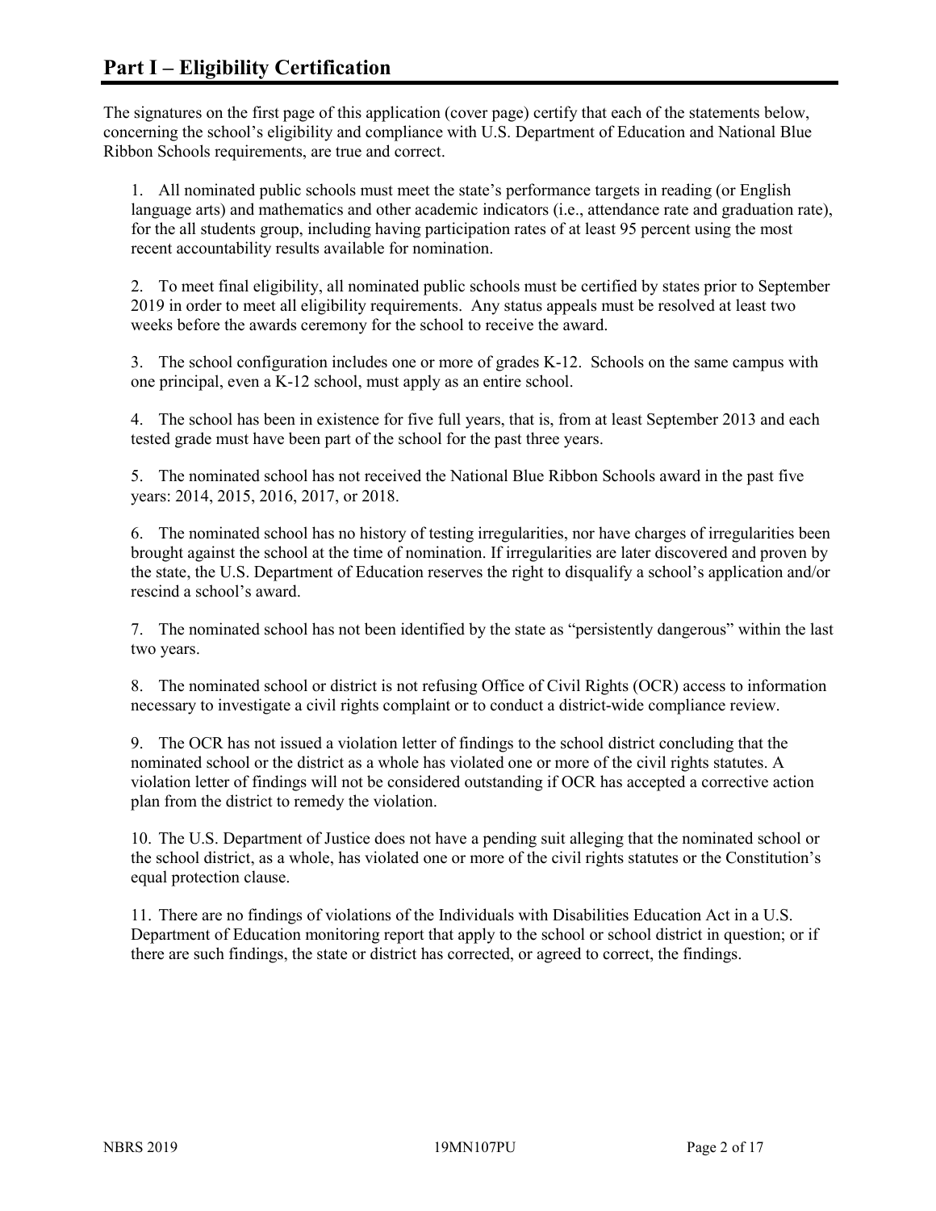# Part I – Eligibility Certification

The signatures on the first page of this application (cover page) certify that each of the statements below, concerning the school's eligibility and compliance with U.S. Department of Education and National Blue Ribbon Schools requirements, are true and correct.

1. All nominated public schools must meet the state's performance targets in reading (or English language arts) and mathematics and other academic indicators (i.e., attendance rate and graduation rate), for the all students group, including having participation rates of at least 95 percent using the most recent accountability results available for nomination.

2. To meet final eligibility, all nominated public schools must be certified by states prior to September 2019 in order to meet all eligibility requirements. Any status appeals must be resolved at least two weeks before the awards ceremony for the school to receive the award.

3. The school configuration includes one or more of grades K-12. Schools on the same campus with one principal, even a K-12 school, must apply as an entire school.

4. The school has been in existence for five full years, that is, from at least September 2013 and each tested grade must have been part of the school for the past three years.

5. The nominated school has not received the National Blue Ribbon Schools award in the past five years: 2014, 2015, 2016, 2017, or 2018.

6. The nominated school has no history of testing irregularities, nor have charges of irregularities been brought against the school at the time of nomination. If irregularities are later discovered and proven by the state, the U.S. Department of Education reserves the right to disqualify a school's application and/or rescind a school's award.

7. The nominated school has not been identified by the state as "persistently dangerous" within the last two years.

8. The nominated school or district is not refusing Office of Civil Rights (OCR) access to information necessary to investigate a civil rights complaint or to conduct a district-wide compliance review.

9. The OCR has not issued a violation letter of findings to the school district concluding that the nominated school or the district as a whole has violated one or more of the civil rights statutes. A violation letter of findings will not be considered outstanding if OCR has accepted a corrective action plan from the district to remedy the violation.

10. The U.S. Department of Justice does not have a pending suit alleging that the nominated school or the school district, as a whole, has violated one or more of the civil rights statutes or the Constitution's equal protection clause.

11. There are no findings of violations of the Individuals with Disabilities Education Act in a U.S. Department of Education monitoring report that apply to the school or school district in question; or if there are such findings, the state or district has corrected, or agreed to correct, the findings.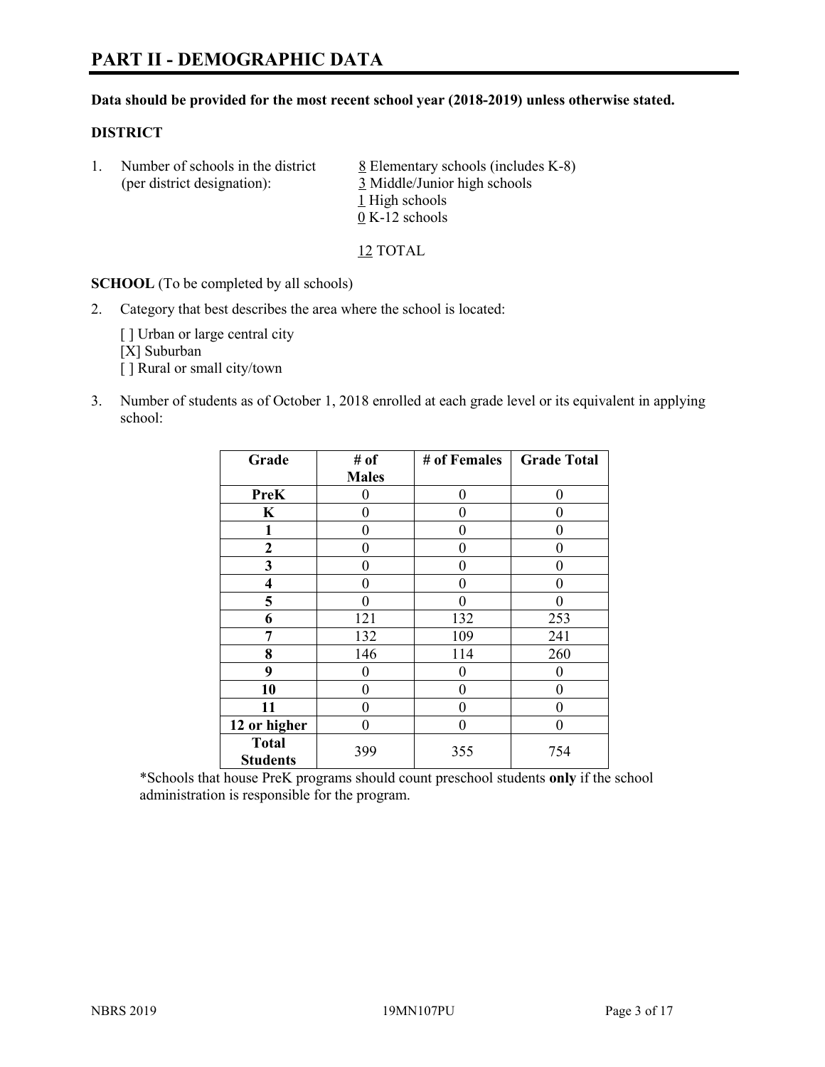# PART II - DEMOGRAPHIC DATA

**Data should be provided for the most recent school year (2018-2019) unless otherwise stated.**

**DISTRICT**

1. Number of schools in the district (per district designation):
   - 8 Elementary schools (includes K-8)
   - 3 Middle/Junior high schools
   - 1 High schools
   - 0 K-12 schools

   12 TOTAL

**SCHOOL** (To be completed by all schools)

2. Category that best describes the area where the school is located:

   [ ] Urban or large central city
   [X] Suburban
   [ ] Rural or small city/town

3. Number of students as of October 1, 2018 enrolled at each grade level or its equivalent in applying school:

| Grade | # of Males | # of Females | Grade Total |
|---|---|---|---|
| PreK | 0 | 0 | 0 |
| K | 0 | 0 | 0 |
| 1 | 0 | 0 | 0 |
| 2 | 0 | 0 | 0 |
| 3 | 0 | 0 | 0 |
| 4 | 0 | 0 | 0 |
| 5 | 0 | 0 | 0 |
| 6 | 121 | 132 | 253 |
| 7 | 132 | 109 | 241 |
| 8 | 146 | 114 | 260 |
| 9 | 0 | 0 | 0 |
| 10 | 0 | 0 | 0 |
| 11 | 0 | 0 | 0 |
| 12 or higher | 0 | 0 | 0 |
| Total Students | 399 | 355 | 754 |

*Schools that house PreK programs should count preschool students **only** if the school administration is responsible for the program.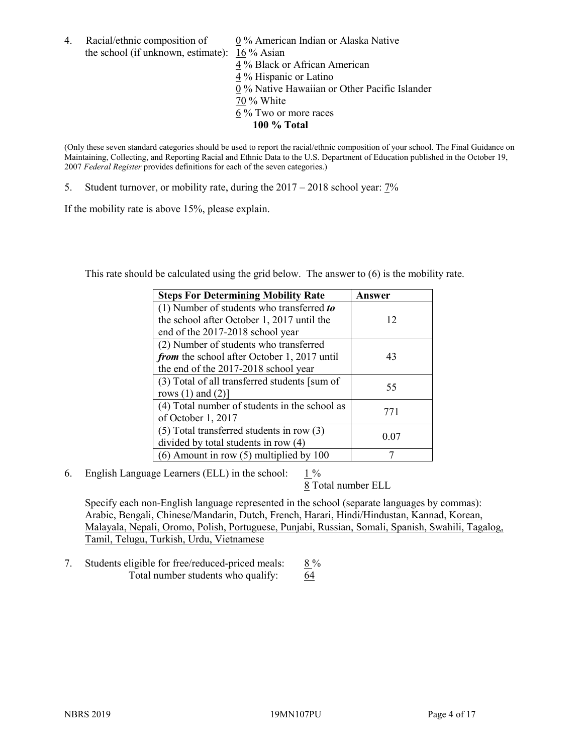4. Racial/ethnic composition of the school (if unknown, estimate):
   0 % American Indian or Alaska Native
   16 % Asian
   4 % Black or African American
   4 % Hispanic or Latino
   0 % Native Hawaiian or Other Pacific Islander
   70 % White
   6 % Two or more races
   **100 % Total**

(Only these seven standard categories should be used to report the racial/ethnic composition of your school. The Final Guidance on Maintaining, Collecting, and Reporting Racial and Ethnic Data to the U.S. Department of Education published in the October 19, 2007 *Federal Register* provides definitions for each of the seven categories.)

5. Student turnover, or mobility rate, during the 2017 – 2018 school year: 7%

If the mobility rate is above 15%, please explain.

This rate should be calculated using the grid below. The answer to (6) is the mobility rate.

| **Steps For Determining Mobility Rate** | **Answer** |
|---|---|
| (1) Number of students who transferred ***to*** the school after October 1, 2017 until the end of the 2017-2018 school year | 12 |
| (2) Number of students who transferred ***from*** the school after October 1, 2017 until the end of the 2017-2018 school year | 43 |
| (3) Total of all transferred students [sum of rows (1) and (2)] | 55 |
| (4) Total number of students in the school as of October 1, 2017 | 771 |
| (5) Total transferred students in row (3) divided by total students in row (4) | 0.07 |
| (6) Amount in row (5) multiplied by 100 | 7 |

6. English Language Learners (ELL) in the school: 1 %
   8 Total number ELL

   Specify each non-English language represented in the school (separate languages by commas): Arabic, Bengali, Chinese/Mandarin, Dutch, French, Harari, Hindi/Hindustan, Kannad, Korean, Malayala, Nepali, Oromo, Polish, Portuguese, Punjabi, Russian, Somali, Spanish, Swahili, Tagalog, Tamil, Telugu, Turkish, Urdu, Vietnamese

7. Students eligible for free/reduced-priced meals: 8 %
   Total number students who qualify: 64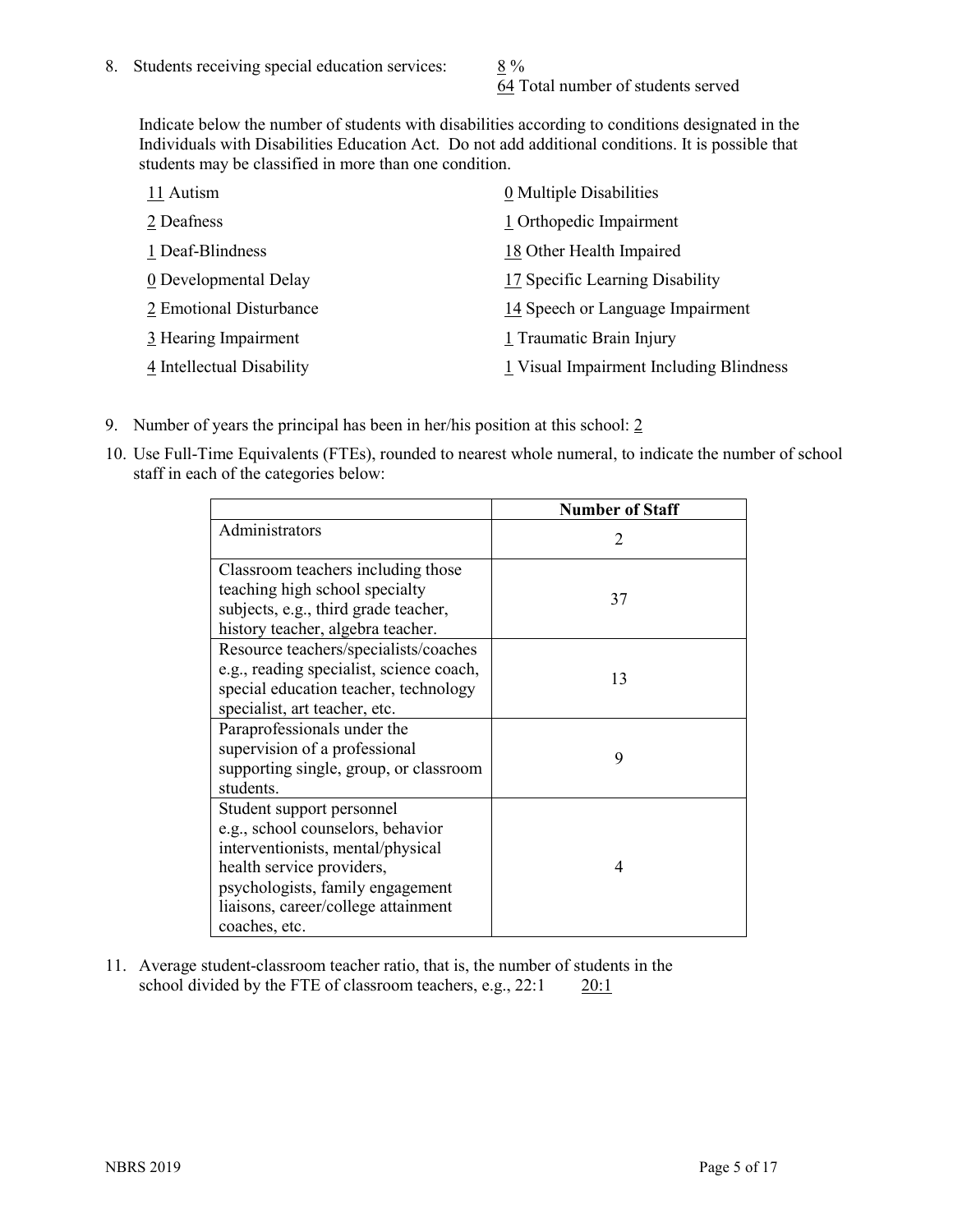8. Students receiving special education services: 8 %
64 Total number of students served

Indicate below the number of students with disabilities according to conditions designated in the Individuals with Disabilities Education Act. Do not add additional conditions. It is possible that students may be classified in more than one condition.

11 Autism
2 Deafness
1 Deaf-Blindness
0 Developmental Delay
2 Emotional Disturbance
3 Hearing Impairment
4 Intellectual Disability
0 Multiple Disabilities
1 Orthopedic Impairment
18 Other Health Impaired
17 Specific Learning Disability
14 Speech or Language Impairment
1 Traumatic Brain Injury
1 Visual Impairment Including Blindness

9. Number of years the principal has been in her/his position at this school: 2

10. Use Full-Time Equivalents (FTEs), rounded to nearest whole numeral, to indicate the number of school staff in each of the categories below:

| | Number of Staff |
|---|---|
| Administrators | 2 |
| Classroom teachers including those teaching high school specialty subjects, e.g., third grade teacher, history teacher, algebra teacher. | 37 |
| Resource teachers/specialists/coaches e.g., reading specialist, science coach, special education teacher, technology specialist, art teacher, etc. | 13 |
| Paraprofessionals under the supervision of a professional supporting single, group, or classroom students. | 9 |
| Student support personnel e.g., school counselors, behavior interventionists, mental/physical health service providers, psychologists, family engagement liaisons, career/college attainment coaches, etc. | 4 |

11. Average student-classroom teacher ratio, that is, the number of students in the school divided by the FTE of classroom teachers, e.g., 22:1 20:1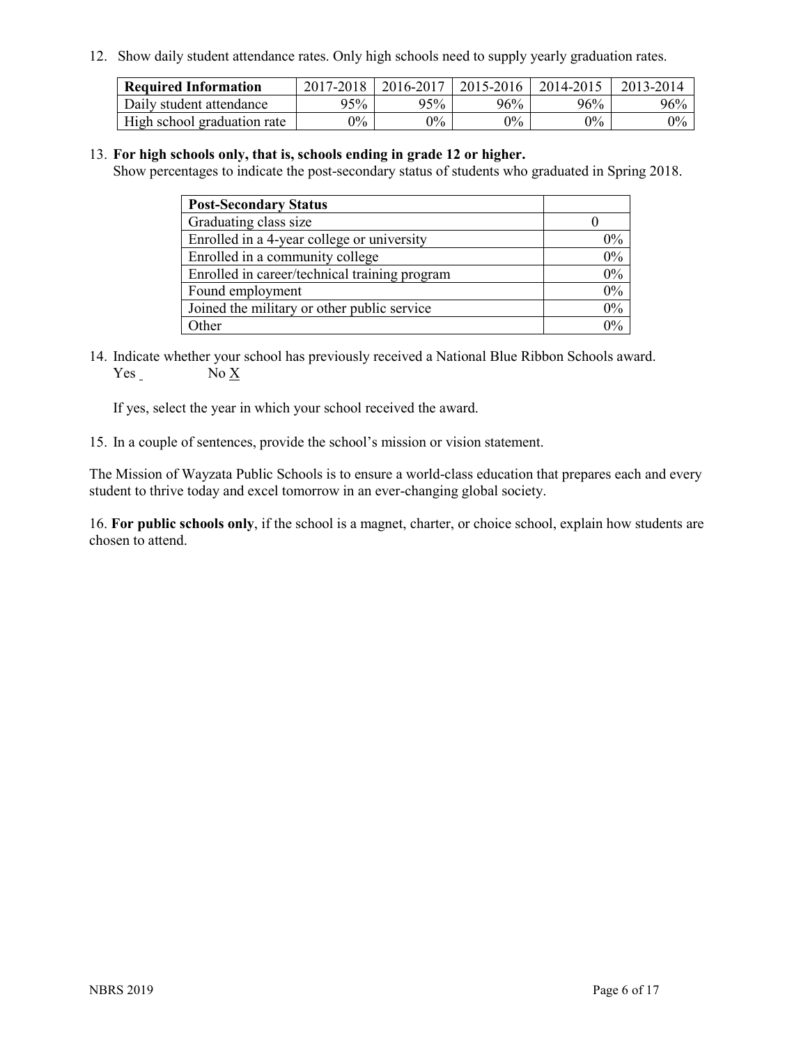12. Show daily student attendance rates. Only high schools need to supply yearly graduation rates.

| Required Information | 2017-2018 | 2016-2017 | 2015-2016 | 2014-2015 | 2013-2014 |
|---|---|---|---|---|---|
| Daily student attendance | 95% | 95% | 96% | 96% | 96% |
| High school graduation rate | 0% | 0% | 0% | 0% | 0% |

13. **For high schools only, that is, schools ending in grade 12 or higher.**
Show percentages to indicate the post-secondary status of students who graduated in Spring 2018.

| Post-Secondary Status | |
|---|---|
| Graduating class size | 0 |
| Enrolled in a 4-year college or university | 0% |
| Enrolled in a community college | 0% |
| Enrolled in career/technical training program | 0% |
| Found employment | 0% |
| Joined the military or other public service | 0% |
| Other | 0% |

14. Indicate whether your school has previously received a National Blue Ribbon Schools award.
Yes _ No X

If yes, select the year in which your school received the award.

15. In a couple of sentences, provide the school's mission or vision statement.

The Mission of Wayzata Public Schools is to ensure a world-class education that prepares each and every student to thrive today and excel tomorrow in an ever-changing global society.

16. **For public schools only**, if the school is a magnet, charter, or choice school, explain how students are chosen to attend.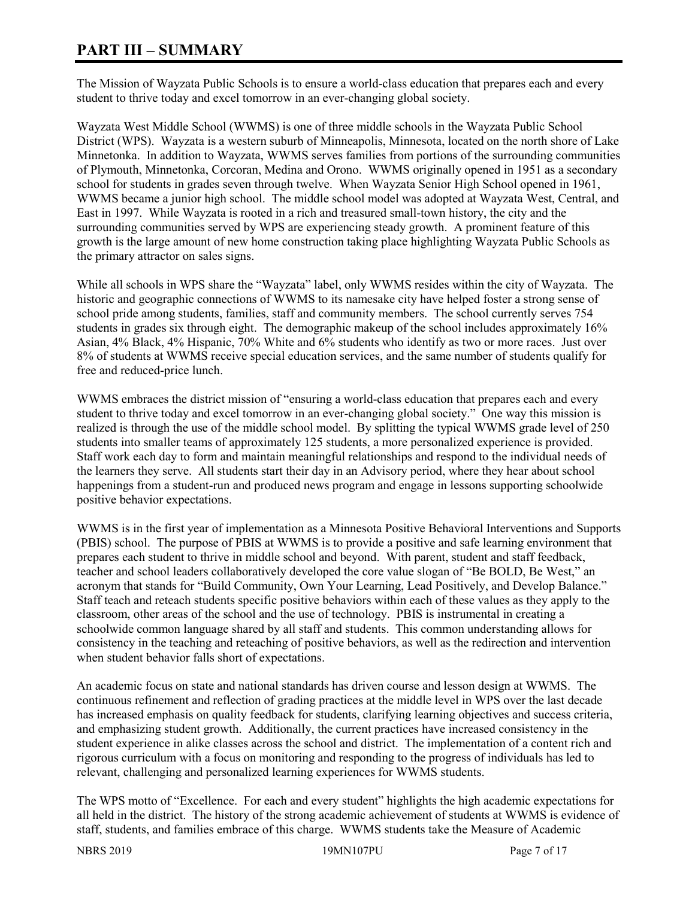# PART III – SUMMARY

The Mission of Wayzata Public Schools is to ensure a world-class education that prepares each and every student to thrive today and excel tomorrow in an ever-changing global society.

Wayzata West Middle School (WWMS) is one of three middle schools in the Wayzata Public School District (WPS). Wayzata is a western suburb of Minneapolis, Minnesota, located on the north shore of Lake Minnetonka. In addition to Wayzata, WWMS serves families from portions of the surrounding communities of Plymouth, Minnetonka, Corcoran, Medina and Orono. WWMS originally opened in 1951 as a secondary school for students in grades seven through twelve. When Wayzata Senior High School opened in 1961, WWMS became a junior high school. The middle school model was adopted at Wayzata West, Central, and East in 1997. While Wayzata is rooted in a rich and treasured small-town history, the city and the surrounding communities served by WPS are experiencing steady growth. A prominent feature of this growth is the large amount of new home construction taking place highlighting Wayzata Public Schools as the primary attractor on sales signs.

While all schools in WPS share the "Wayzata" label, only WWMS resides within the city of Wayzata. The historic and geographic connections of WWMS to its namesake city have helped foster a strong sense of school pride among students, families, staff and community members. The school currently serves 754 students in grades six through eight. The demographic makeup of the school includes approximately 16% Asian, 4% Black, 4% Hispanic, 70% White and 6% students who identify as two or more races. Just over 8% of students at WWMS receive special education services, and the same number of students qualify for free and reduced-price lunch.

WWMS embraces the district mission of "ensuring a world-class education that prepares each and every student to thrive today and excel tomorrow in an ever-changing global society." One way this mission is realized is through the use of the middle school model. By splitting the typical WWMS grade level of 250 students into smaller teams of approximately 125 students, a more personalized experience is provided. Staff work each day to form and maintain meaningful relationships and respond to the individual needs of the learners they serve. All students start their day in an Advisory period, where they hear about school happenings from a student-run and produced news program and engage in lessons supporting schoolwide positive behavior expectations.

WWMS is in the first year of implementation as a Minnesota Positive Behavioral Interventions and Supports (PBIS) school. The purpose of PBIS at WWMS is to provide a positive and safe learning environment that prepares each student to thrive in middle school and beyond. With parent, student and staff feedback, teacher and school leaders collaboratively developed the core value slogan of "Be BOLD, Be West," an acronym that stands for "Build Community, Own Your Learning, Lead Positively, and Develop Balance." Staff teach and reteach students specific positive behaviors within each of these values as they apply to the classroom, other areas of the school and the use of technology. PBIS is instrumental in creating a schoolwide common language shared by all staff and students. This common understanding allows for consistency in the teaching and reteaching of positive behaviors, as well as the redirection and intervention when student behavior falls short of expectations.

An academic focus on state and national standards has driven course and lesson design at WWMS. The continuous refinement and reflection of grading practices at the middle level in WPS over the last decade has increased emphasis on quality feedback for students, clarifying learning objectives and success criteria, and emphasizing student growth. Additionally, the current practices have increased consistency in the student experience in alike classes across the school and district. The implementation of a content rich and rigorous curriculum with a focus on monitoring and responding to the progress of individuals has led to relevant, challenging and personalized learning experiences for WWMS students.

The WPS motto of "Excellence. For each and every student" highlights the high academic expectations for all held in the district. The history of the strong academic achievement of students at WWMS is evidence of staff, students, and families embrace of this charge. WWMS students take the Measure of Academic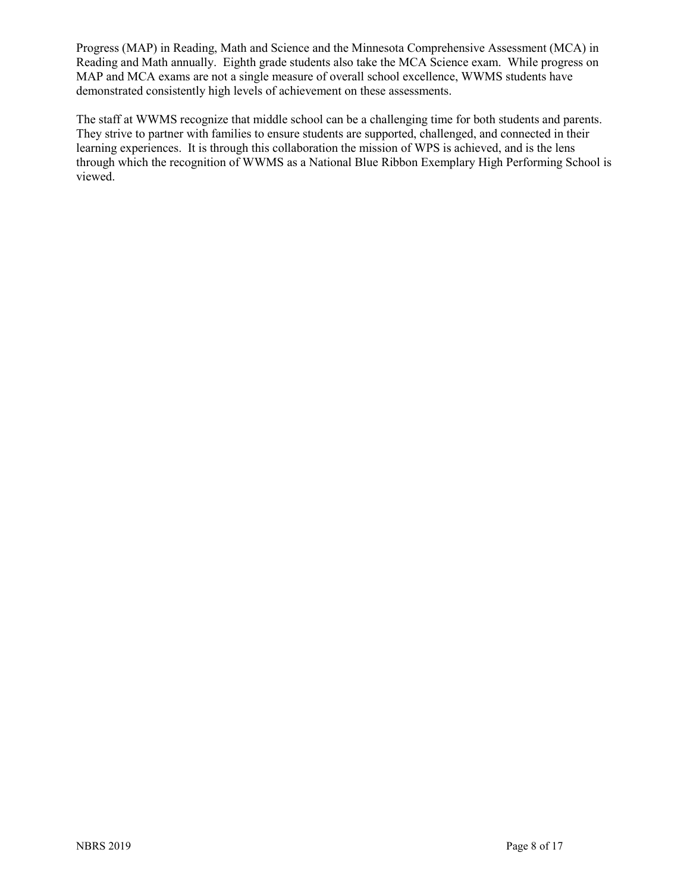Progress (MAP) in Reading, Math and Science and the Minnesota Comprehensive Assessment (MCA) in Reading and Math annually. Eighth grade students also take the MCA Science exam. While progress on MAP and MCA exams are not a single measure of overall school excellence, WWMS students have demonstrated consistently high levels of achievement on these assessments.

The staff at WWMS recognize that middle school can be a challenging time for both students and parents. They strive to partner with families to ensure students are supported, challenged, and connected in their learning experiences. It is through this collaboration the mission of WPS is achieved, and is the lens through which the recognition of WWMS as a National Blue Ribbon Exemplary High Performing School is viewed.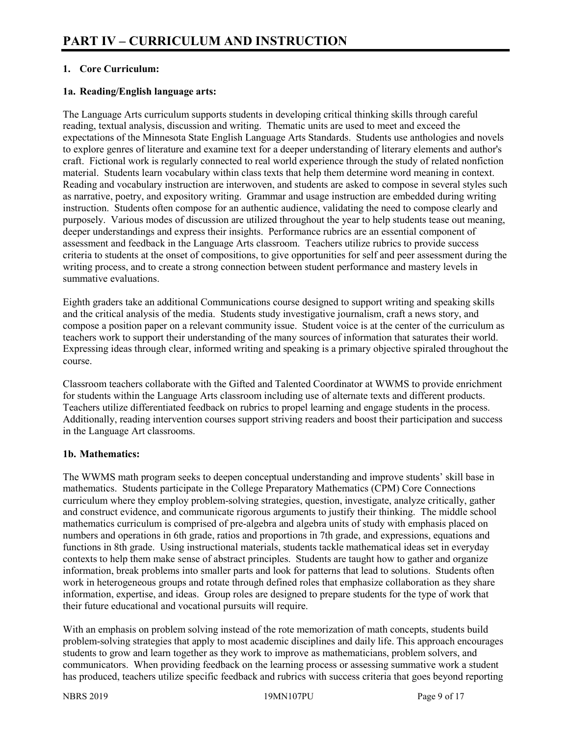# PART IV – CURRICULUM AND INSTRUCTION

## 1. Core Curriculum:

### 1a. Reading/English language arts:

The Language Arts curriculum supports students in developing critical thinking skills through careful reading, textual analysis, discussion and writing. Thematic units are used to meet and exceed the expectations of the Minnesota State English Language Arts Standards. Students use anthologies and novels to explore genres of literature and examine text for a deeper understanding of literary elements and author's craft. Fictional work is regularly connected to real world experience through the study of related nonfiction material. Students learn vocabulary within class texts that help them determine word meaning in context. Reading and vocabulary instruction are interwoven, and students are asked to compose in several styles such as narrative, poetry, and expository writing. Grammar and usage instruction are embedded during writing instruction. Students often compose for an authentic audience, validating the need to compose clearly and purposely. Various modes of discussion are utilized throughout the year to help students tease out meaning, deeper understandings and express their insights. Performance rubrics are an essential component of assessment and feedback in the Language Arts classroom. Teachers utilize rubrics to provide success criteria to students at the onset of compositions, to give opportunities for self and peer assessment during the writing process, and to create a strong connection between student performance and mastery levels in summative evaluations.

Eighth graders take an additional Communications course designed to support writing and speaking skills and the critical analysis of the media. Students study investigative journalism, craft a news story, and compose a position paper on a relevant community issue. Student voice is at the center of the curriculum as teachers work to support their understanding of the many sources of information that saturates their world. Expressing ideas through clear, informed writing and speaking is a primary objective spiraled throughout the course.

Classroom teachers collaborate with the Gifted and Talented Coordinator at WWMS to provide enrichment for students within the Language Arts classroom including use of alternate texts and different products. Teachers utilize differentiated feedback on rubrics to propel learning and engage students in the process. Additionally, reading intervention courses support striving readers and boost their participation and success in the Language Art classrooms.

### 1b. Mathematics:

The WWMS math program seeks to deepen conceptual understanding and improve students' skill base in mathematics. Students participate in the College Preparatory Mathematics (CPM) Core Connections curriculum where they employ problem-solving strategies, question, investigate, analyze critically, gather and construct evidence, and communicate rigorous arguments to justify their thinking. The middle school mathematics curriculum is comprised of pre-algebra and algebra units of study with emphasis placed on numbers and operations in 6th grade, ratios and proportions in 7th grade, and expressions, equations and functions in 8th grade. Using instructional materials, students tackle mathematical ideas set in everyday contexts to help them make sense of abstract principles. Students are taught how to gather and organize information, break problems into smaller parts and look for patterns that lead to solutions. Students often work in heterogeneous groups and rotate through defined roles that emphasize collaboration as they share information, expertise, and ideas. Group roles are designed to prepare students for the type of work that their future educational and vocational pursuits will require.

With an emphasis on problem solving instead of the rote memorization of math concepts, students build problem-solving strategies that apply to most academic disciplines and daily life. This approach encourages students to grow and learn together as they work to improve as mathematicians, problem solvers, and communicators. When providing feedback on the learning process or assessing summative work a student has produced, teachers utilize specific feedback and rubrics with success criteria that goes beyond reporting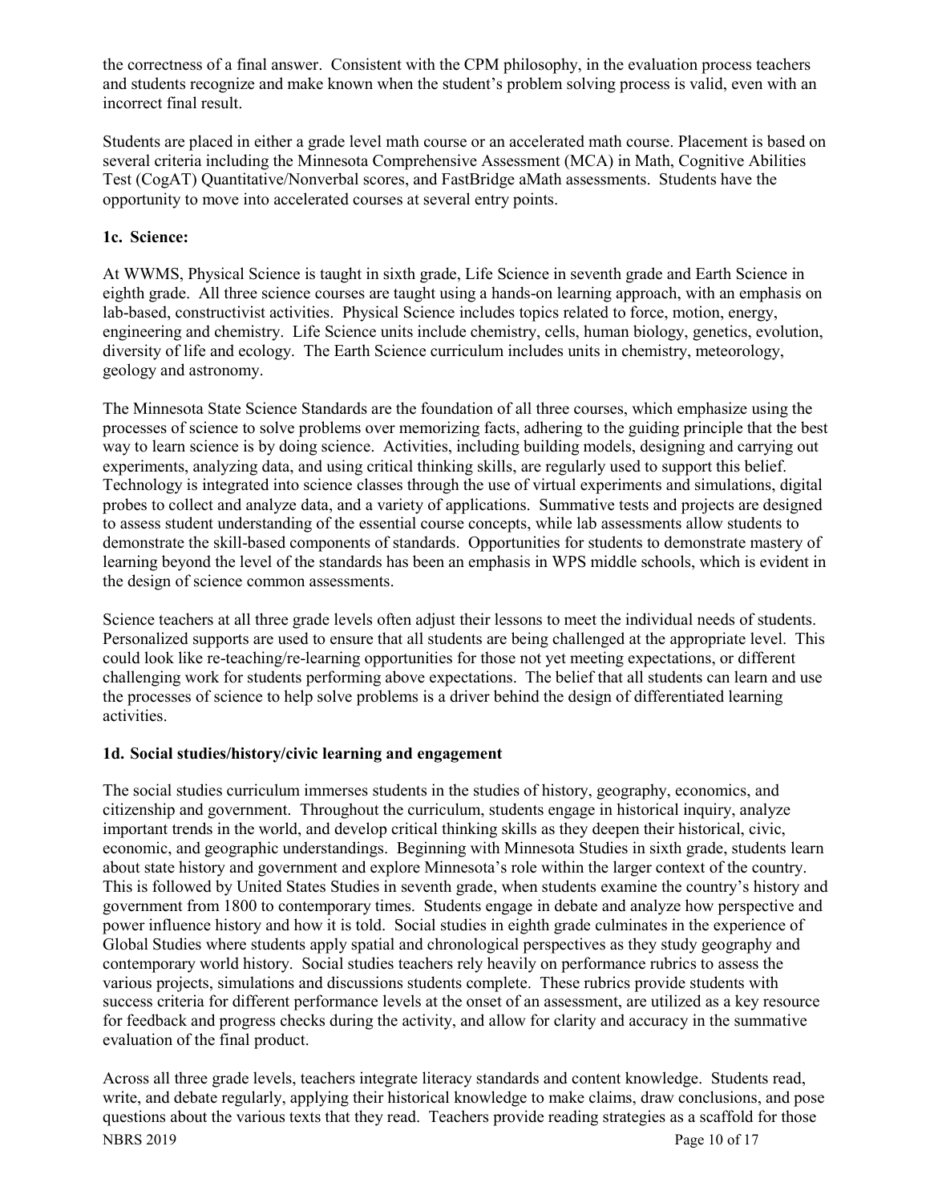the correctness of a final answer. Consistent with the CPM philosophy, in the evaluation process teachers and students recognize and make known when the student's problem solving process is valid, even with an incorrect final result.

Students are placed in either a grade level math course or an accelerated math course. Placement is based on several criteria including the Minnesota Comprehensive Assessment (MCA) in Math, Cognitive Abilities Test (CogAT) Quantitative/Nonverbal scores, and FastBridge aMath assessments. Students have the opportunity to move into accelerated courses at several entry points.

### 1c. Science:

At WWMS, Physical Science is taught in sixth grade, Life Science in seventh grade and Earth Science in eighth grade. All three science courses are taught using a hands-on learning approach, with an emphasis on lab-based, constructivist activities. Physical Science includes topics related to force, motion, energy, engineering and chemistry. Life Science units include chemistry, cells, human biology, genetics, evolution, diversity of life and ecology. The Earth Science curriculum includes units in chemistry, meteorology, geology and astronomy.

The Minnesota State Science Standards are the foundation of all three courses, which emphasize using the processes of science to solve problems over memorizing facts, adhering to the guiding principle that the best way to learn science is by doing science. Activities, including building models, designing and carrying out experiments, analyzing data, and using critical thinking skills, are regularly used to support this belief. Technology is integrated into science classes through the use of virtual experiments and simulations, digital probes to collect and analyze data, and a variety of applications. Summative tests and projects are designed to assess student understanding of the essential course concepts, while lab assessments allow students to demonstrate the skill-based components of standards. Opportunities for students to demonstrate mastery of learning beyond the level of the standards has been an emphasis in WPS middle schools, which is evident in the design of science common assessments.

Science teachers at all three grade levels often adjust their lessons to meet the individual needs of students. Personalized supports are used to ensure that all students are being challenged at the appropriate level. This could look like re-teaching/re-learning opportunities for those not yet meeting expectations, or different challenging work for students performing above expectations. The belief that all students can learn and use the processes of science to help solve problems is a driver behind the design of differentiated learning activities.

### 1d. Social studies/history/civic learning and engagement

The social studies curriculum immerses students in the studies of history, geography, economics, and citizenship and government. Throughout the curriculum, students engage in historical inquiry, analyze important trends in the world, and develop critical thinking skills as they deepen their historical, civic, economic, and geographic understandings. Beginning with Minnesota Studies in sixth grade, students learn about state history and government and explore Minnesota's role within the larger context of the country. This is followed by United States Studies in seventh grade, when students examine the country's history and government from 1800 to contemporary times. Students engage in debate and analyze how perspective and power influence history and how it is told. Social studies in eighth grade culminates in the experience of Global Studies where students apply spatial and chronological perspectives as they study geography and contemporary world history. Social studies teachers rely heavily on performance rubrics to assess the various projects, simulations and discussions students complete. These rubrics provide students with success criteria for different performance levels at the onset of an assessment, are utilized as a key resource for feedback and progress checks during the activity, and allow for clarity and accuracy in the summative evaluation of the final product.

Across all three grade levels, teachers integrate literacy standards and content knowledge. Students read, write, and debate regularly, applying their historical knowledge to make claims, draw conclusions, and pose questions about the various texts that they read. Teachers provide reading strategies as a scaffold for those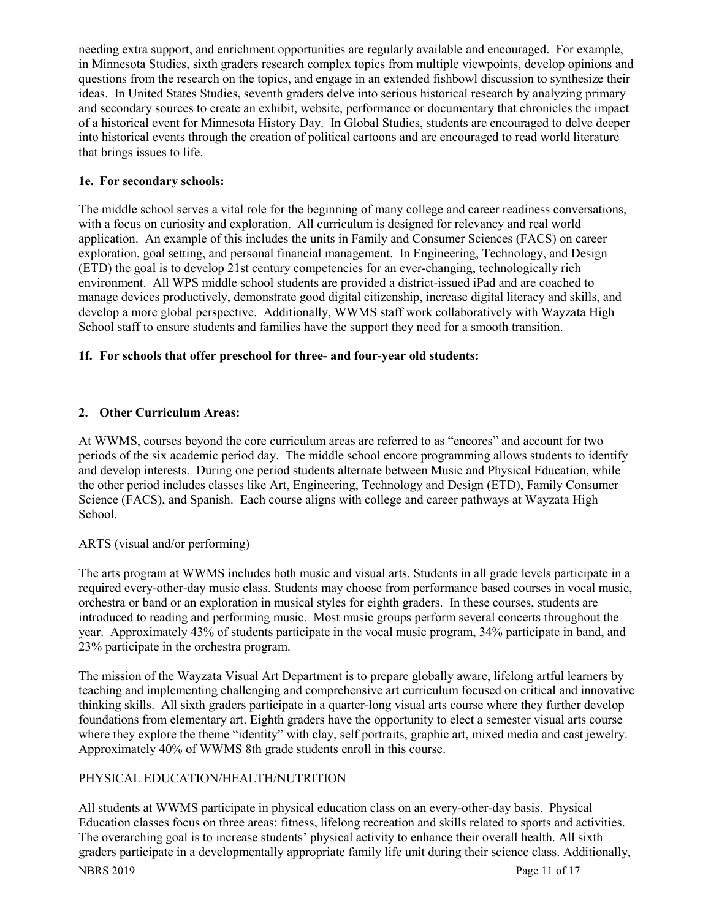needing extra support, and enrichment opportunities are regularly available and encouraged. For example, in Minnesota Studies, sixth graders research complex topics from multiple viewpoints, develop opinions and questions from the research on the topics, and engage in an extended fishbowl discussion to synthesize their ideas. In United States Studies, seventh graders delve into serious historical research by analyzing primary and secondary sources to create an exhibit, website, performance or documentary that chronicles the impact of a historical event for Minnesota History Day. In Global Studies, students are encouraged to delve deeper into historical events through the creation of political cartoons and are encouraged to read world literature that brings issues to life.

**1e. For secondary schools:**

The middle school serves a vital role for the beginning of many college and career readiness conversations, with a focus on curiosity and exploration. All curriculum is designed for relevancy and real world application. An example of this includes the units in Family and Consumer Sciences (FACS) on career exploration, goal setting, and personal financial management. In Engineering, Technology, and Design (ETD) the goal is to develop 21st century competencies for an ever-changing, technologically rich environment. All WPS middle school students are provided a district-issued iPad and are coached to manage devices productively, demonstrate good digital citizenship, increase digital literacy and skills, and develop a more global perspective. Additionally, WWMS staff work collaboratively with Wayzata High School staff to ensure students and families have the support they need for a smooth transition.

**1f. For schools that offer preschool for three- and four-year old students:**

**2. Other Curriculum Areas:**

At WWMS, courses beyond the core curriculum areas are referred to as "encores" and account for two periods of the six academic period day. The middle school encore programming allows students to identify and develop interests. During one period students alternate between Music and Physical Education, while the other period includes classes like Art, Engineering, Technology and Design (ETD), Family Consumer Science (FACS), and Spanish. Each course aligns with college and career pathways at Wayzata High School.

ARTS (visual and/or performing)

The arts program at WWMS includes both music and visual arts. Students in all grade levels participate in a required every-other-day music class. Students may choose from performance based courses in vocal music, orchestra or band or an exploration in musical styles for eighth graders. In these courses, students are introduced to reading and performing music. Most music groups perform several concerts throughout the year. Approximately 43% of students participate in the vocal music program, 34% participate in band, and 23% participate in the orchestra program.

The mission of the Wayzata Visual Art Department is to prepare globally aware, lifelong artful learners by teaching and implementing challenging and comprehensive art curriculum focused on critical and innovative thinking skills. All sixth graders participate in a quarter-long visual arts course where they further develop foundations from elementary art. Eighth graders have the opportunity to elect a semester visual arts course where they explore the theme "identity" with clay, self portraits, graphic art, mixed media and cast jewelry. Approximately 40% of WWMS 8th grade students enroll in this course.

PHYSICAL EDUCATION/HEALTH/NUTRITION

All students at WWMS participate in physical education class on an every-other-day basis. Physical Education classes focus on three areas: fitness, lifelong recreation and skills related to sports and activities. The overarching goal is to increase students' physical activity to enhance their overall health. All sixth graders participate in a developmentally appropriate family life unit during their science class. Additionally,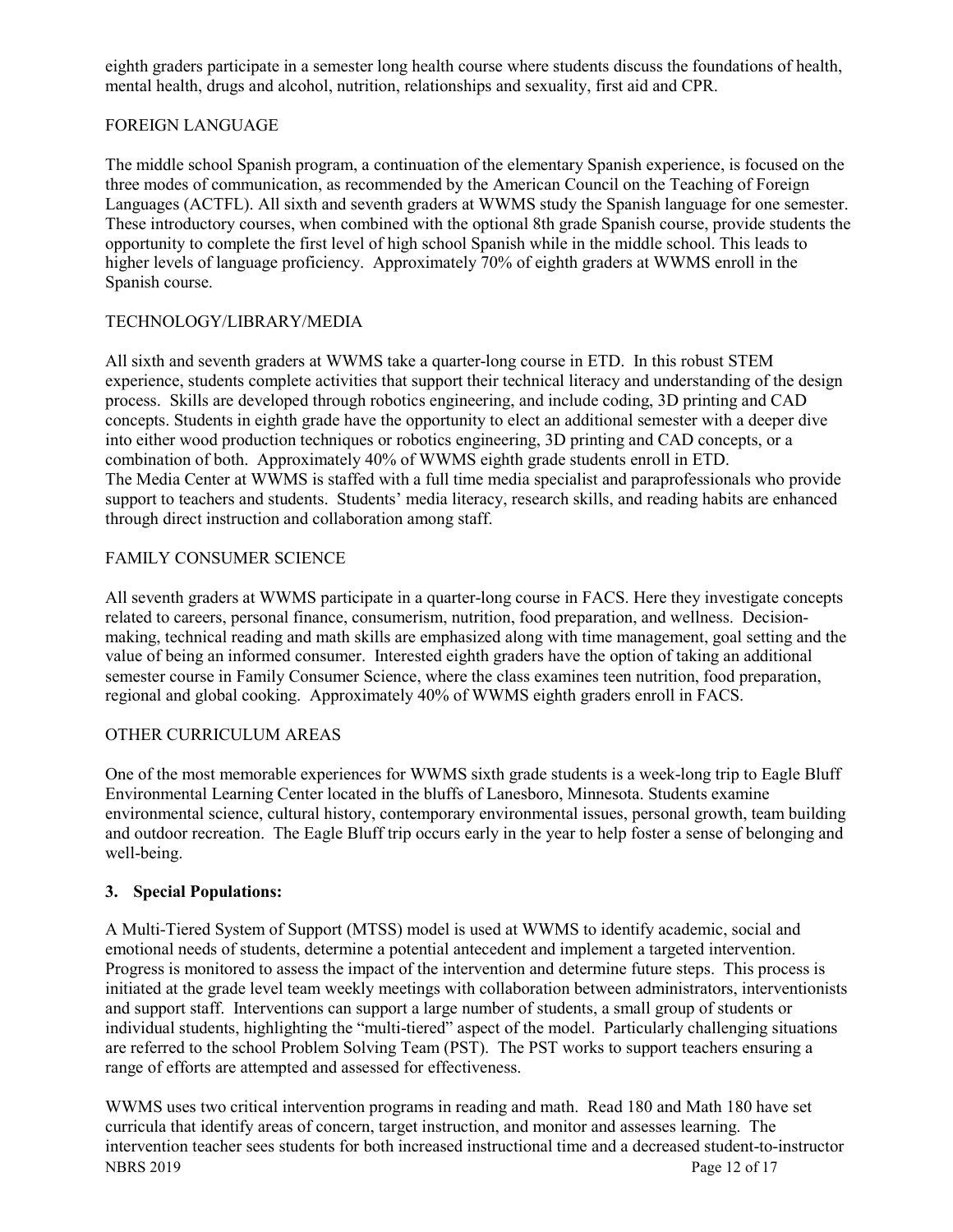eighth graders participate in a semester long health course where students discuss the foundations of health, mental health, drugs and alcohol, nutrition, relationships and sexuality, first aid and CPR.

FOREIGN LANGUAGE

The middle school Spanish program, a continuation of the elementary Spanish experience, is focused on the three modes of communication, as recommended by the American Council on the Teaching of Foreign Languages (ACTFL). All sixth and seventh graders at WWMS study the Spanish language for one semester. These introductory courses, when combined with the optional 8th grade Spanish course, provide students the opportunity to complete the first level of high school Spanish while in the middle school. This leads to higher levels of language proficiency. Approximately 70% of eighth graders at WWMS enroll in the Spanish course.

TECHNOLOGY/LIBRARY/MEDIA

All sixth and seventh graders at WWMS take a quarter-long course in ETD. In this robust STEM experience, students complete activities that support their technical literacy and understanding of the design process. Skills are developed through robotics engineering, and include coding, 3D printing and CAD concepts. Students in eighth grade have the opportunity to elect an additional semester with a deeper dive into either wood production techniques or robotics engineering, 3D printing and CAD concepts, or a combination of both. Approximately 40% of WWMS eighth grade students enroll in ETD.
The Media Center at WWMS is staffed with a full time media specialist and paraprofessionals who provide support to teachers and students. Students' media literacy, research skills, and reading habits are enhanced through direct instruction and collaboration among staff.

FAMILY CONSUMER SCIENCE

All seventh graders at WWMS participate in a quarter-long course in FACS. Here they investigate concepts related to careers, personal finance, consumerism, nutrition, food preparation, and wellness. Decision-making, technical reading and math skills are emphasized along with time management, goal setting and the value of being an informed consumer. Interested eighth graders have the option of taking an additional semester course in Family Consumer Science, where the class examines teen nutrition, food preparation, regional and global cooking. Approximately 40% of WWMS eighth graders enroll in FACS.

OTHER CURRICULUM AREAS

One of the most memorable experiences for WWMS sixth grade students is a week-long trip to Eagle Bluff Environmental Learning Center located in the bluffs of Lanesboro, Minnesota. Students examine environmental science, cultural history, contemporary environmental issues, personal growth, team building and outdoor recreation. The Eagle Bluff trip occurs early in the year to help foster a sense of belonging and well-being.

**3. Special Populations:**

A Multi-Tiered System of Support (MTSS) model is used at WWMS to identify academic, social and emotional needs of students, determine a potential antecedent and implement a targeted intervention. Progress is monitored to assess the impact of the intervention and determine future steps. This process is initiated at the grade level team weekly meetings with collaboration between administrators, interventionists and support staff. Interventions can support a large number of students, a small group of students or individual students, highlighting the "multi-tiered" aspect of the model. Particularly challenging situations are referred to the school Problem Solving Team (PST). The PST works to support teachers ensuring a range of efforts are attempted and assessed for effectiveness.

WWMS uses two critical intervention programs in reading and math. Read 180 and Math 180 have set curricula that identify areas of concern, target instruction, and monitor and assesses learning. The intervention teacher sees students for both increased instructional time and a decreased student-to-instructor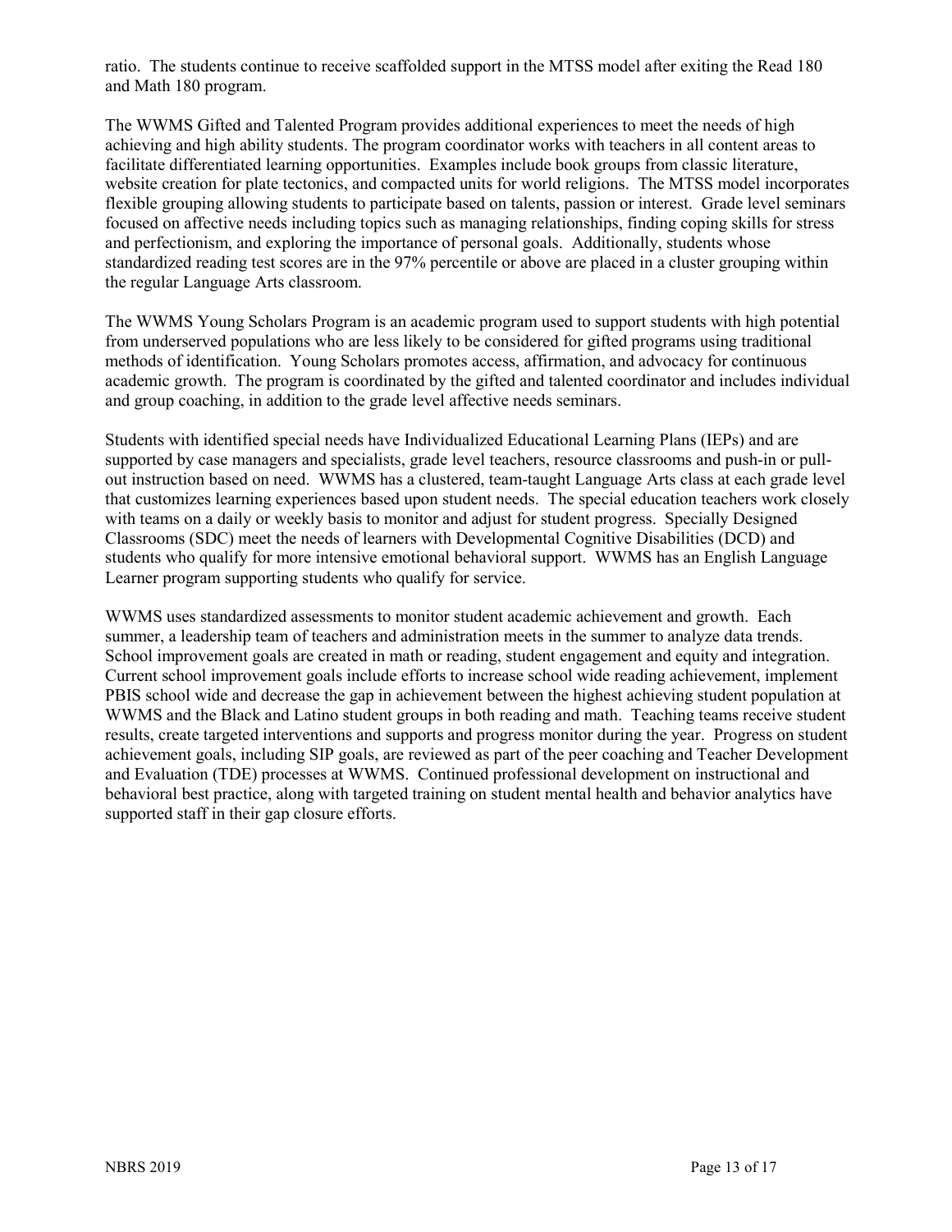ratio. The students continue to receive scaffolded support in the MTSS model after exiting the Read 180 and Math 180 program.

The WWMS Gifted and Talented Program provides additional experiences to meet the needs of high achieving and high ability students. The program coordinator works with teachers in all content areas to facilitate differentiated learning opportunities. Examples include book groups from classic literature, website creation for plate tectonics, and compacted units for world religions. The MTSS model incorporates flexible grouping allowing students to participate based on talents, passion or interest. Grade level seminars focused on affective needs including topics such as managing relationships, finding coping skills for stress and perfectionism, and exploring the importance of personal goals. Additionally, students whose standardized reading test scores are in the 97% percentile or above are placed in a cluster grouping within the regular Language Arts classroom.

The WWMS Young Scholars Program is an academic program used to support students with high potential from underserved populations who are less likely to be considered for gifted programs using traditional methods of identification. Young Scholars promotes access, affirmation, and advocacy for continuous academic growth. The program is coordinated by the gifted and talented coordinator and includes individual and group coaching, in addition to the grade level affective needs seminars.

Students with identified special needs have Individualized Educational Learning Plans (IEPs) and are supported by case managers and specialists, grade level teachers, resource classrooms and push-in or pull-out instruction based on need. WWMS has a clustered, team-taught Language Arts class at each grade level that customizes learning experiences based upon student needs. The special education teachers work closely with teams on a daily or weekly basis to monitor and adjust for student progress. Specially Designed Classrooms (SDC) meet the needs of learners with Developmental Cognitive Disabilities (DCD) and students who qualify for more intensive emotional behavioral support. WWMS has an English Language Learner program supporting students who qualify for service.

WWMS uses standardized assessments to monitor student academic achievement and growth. Each summer, a leadership team of teachers and administration meets in the summer to analyze data trends. School improvement goals are created in math or reading, student engagement and equity and integration. Current school improvement goals include efforts to increase school wide reading achievement, implement PBIS school wide and decrease the gap in achievement between the highest achieving student population at WWMS and the Black and Latino student groups in both reading and math. Teaching teams receive student results, create targeted interventions and supports and progress monitor during the year. Progress on student achievement goals, including SIP goals, are reviewed as part of the peer coaching and Teacher Development and Evaluation (TDE) processes at WWMS. Continued professional development on instructional and behavioral best practice, along with targeted training on student mental health and behavior analytics have supported staff in their gap closure efforts.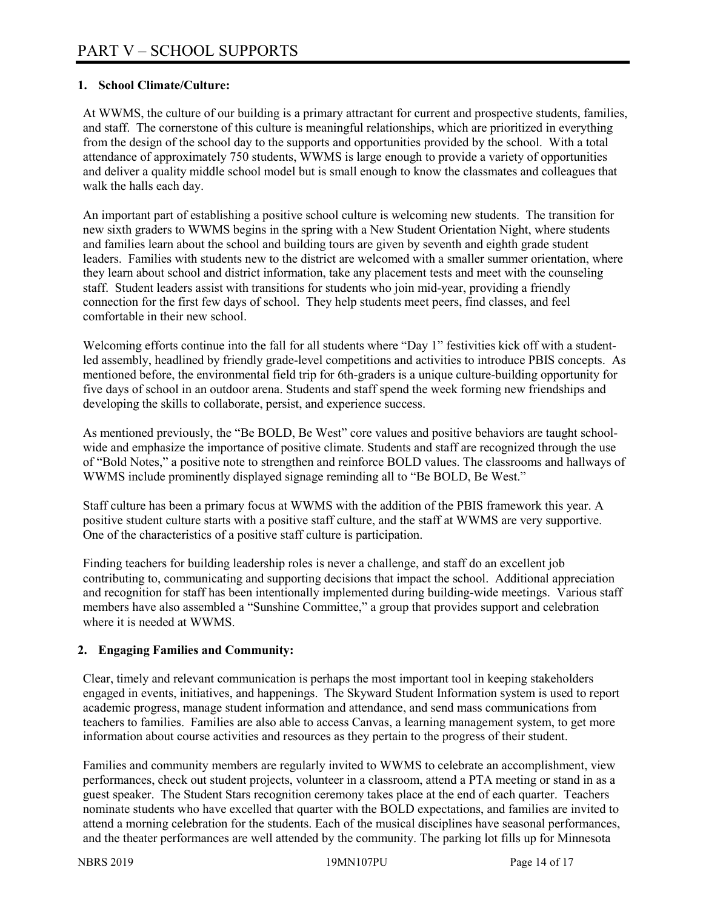# PART V – SCHOOL SUPPORTS

**1. School Climate/Culture:**

At WWMS, the culture of our building is a primary attractant for current and prospective students, families, and staff. The cornerstone of this culture is meaningful relationships, which are prioritized in everything from the design of the school day to the supports and opportunities provided by the school. With a total attendance of approximately 750 students, WWMS is large enough to provide a variety of opportunities and deliver a quality middle school model but is small enough to know the classmates and colleagues that walk the halls each day.

An important part of establishing a positive school culture is welcoming new students. The transition for new sixth graders to WWMS begins in the spring with a New Student Orientation Night, where students and families learn about the school and building tours are given by seventh and eighth grade student leaders. Families with students new to the district are welcomed with a smaller summer orientation, where they learn about school and district information, take any placement tests and meet with the counseling staff. Student leaders assist with transitions for students who join mid-year, providing a friendly connection for the first few days of school. They help students meet peers, find classes, and feel comfortable in their new school.

Welcoming efforts continue into the fall for all students where "Day 1" festivities kick off with a student-led assembly, headlined by friendly grade-level competitions and activities to introduce PBIS concepts. As mentioned before, the environmental field trip for 6th-graders is a unique culture-building opportunity for five days of school in an outdoor arena. Students and staff spend the week forming new friendships and developing the skills to collaborate, persist, and experience success.

As mentioned previously, the "Be BOLD, Be West" core values and positive behaviors are taught school-wide and emphasize the importance of positive climate. Students and staff are recognized through the use of "Bold Notes," a positive note to strengthen and reinforce BOLD values. The classrooms and hallways of WWMS include prominently displayed signage reminding all to "Be BOLD, Be West."

Staff culture has been a primary focus at WWMS with the addition of the PBIS framework this year. A positive student culture starts with a positive staff culture, and the staff at WWMS are very supportive. One of the characteristics of a positive staff culture is participation.

Finding teachers for building leadership roles is never a challenge, and staff do an excellent job contributing to, communicating and supporting decisions that impact the school. Additional appreciation and recognition for staff has been intentionally implemented during building-wide meetings. Various staff members have also assembled a "Sunshine Committee," a group that provides support and celebration where it is needed at WWMS.

**2. Engaging Families and Community:**

Clear, timely and relevant communication is perhaps the most important tool in keeping stakeholders engaged in events, initiatives, and happenings. The Skyward Student Information system is used to report academic progress, manage student information and attendance, and send mass communications from teachers to families. Families are also able to access Canvas, a learning management system, to get more information about course activities and resources as they pertain to the progress of their student.

Families and community members are regularly invited to WWMS to celebrate an accomplishment, view performances, check out student projects, volunteer in a classroom, attend a PTA meeting or stand in as a guest speaker. The Student Stars recognition ceremony takes place at the end of each quarter. Teachers nominate students who have excelled that quarter with the BOLD expectations, and families are invited to attend a morning celebration for the students. Each of the musical disciplines have seasonal performances, and the theater performances are well attended by the community. The parking lot fills up for Minnesota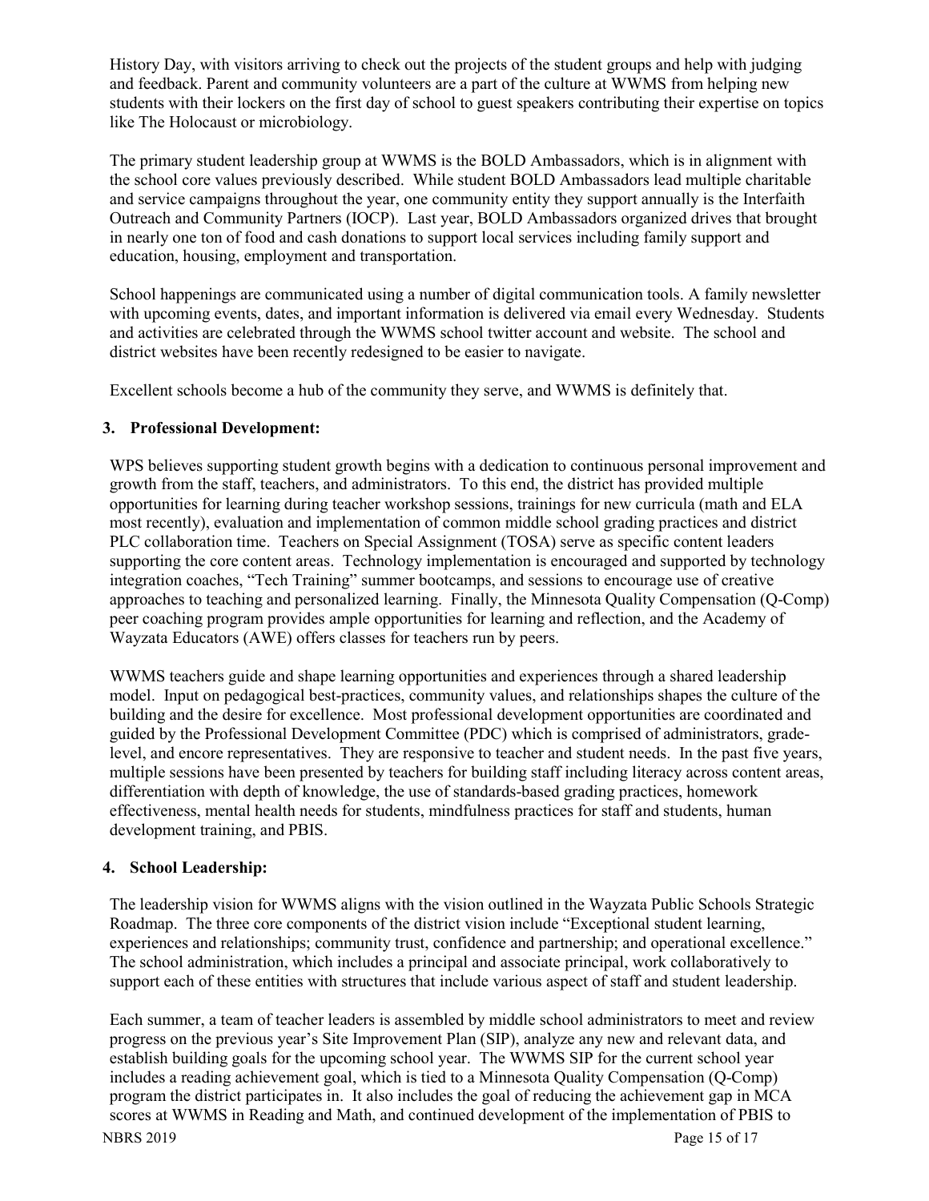History Day, with visitors arriving to check out the projects of the student groups and help with judging and feedback. Parent and community volunteers are a part of the culture at WWMS from helping new students with their lockers on the first day of school to guest speakers contributing their expertise on topics like The Holocaust or microbiology.

The primary student leadership group at WWMS is the BOLD Ambassadors, which is in alignment with the school core values previously described. While student BOLD Ambassadors lead multiple charitable and service campaigns throughout the year, one community entity they support annually is the Interfaith Outreach and Community Partners (IOCP). Last year, BOLD Ambassadors organized drives that brought in nearly one ton of food and cash donations to support local services including family support and education, housing, employment and transportation.

School happenings are communicated using a number of digital communication tools. A family newsletter with upcoming events, dates, and important information is delivered via email every Wednesday. Students and activities are celebrated through the WWMS school twitter account and website. The school and district websites have been recently redesigned to be easier to navigate.

Excellent schools become a hub of the community they serve, and WWMS is definitely that.

## 3. Professional Development:

WPS believes supporting student growth begins with a dedication to continuous personal improvement and growth from the staff, teachers, and administrators. To this end, the district has provided multiple opportunities for learning during teacher workshop sessions, trainings for new curricula (math and ELA most recently), evaluation and implementation of common middle school grading practices and district PLC collaboration time. Teachers on Special Assignment (TOSA) serve as specific content leaders supporting the core content areas. Technology implementation is encouraged and supported by technology integration coaches, "Tech Training" summer bootcamps, and sessions to encourage use of creative approaches to teaching and personalized learning. Finally, the Minnesota Quality Compensation (Q-Comp) peer coaching program provides ample opportunities for learning and reflection, and the Academy of Wayzata Educators (AWE) offers classes for teachers run by peers.

WWMS teachers guide and shape learning opportunities and experiences through a shared leadership model. Input on pedagogical best-practices, community values, and relationships shapes the culture of the building and the desire for excellence. Most professional development opportunities are coordinated and guided by the Professional Development Committee (PDC) which is comprised of administrators, grade-level, and encore representatives. They are responsive to teacher and student needs. In the past five years, multiple sessions have been presented by teachers for building staff including literacy across content areas, differentiation with depth of knowledge, the use of standards-based grading practices, homework effectiveness, mental health needs for students, mindfulness practices for staff and students, human development training, and PBIS.

## 4. School Leadership:

The leadership vision for WWMS aligns with the vision outlined in the Wayzata Public Schools Strategic Roadmap. The three core components of the district vision include "Exceptional student learning, experiences and relationships; community trust, confidence and partnership; and operational excellence." The school administration, which includes a principal and associate principal, work collaboratively to support each of these entities with structures that include various aspect of staff and student leadership.

Each summer, a team of teacher leaders is assembled by middle school administrators to meet and review progress on the previous year's Site Improvement Plan (SIP), analyze any new and relevant data, and establish building goals for the upcoming school year. The WWMS SIP for the current school year includes a reading achievement goal, which is tied to a Minnesota Quality Compensation (Q-Comp) program the district participates in. It also includes the goal of reducing the achievement gap in MCA scores at WWMS in Reading and Math, and continued development of the implementation of PBIS to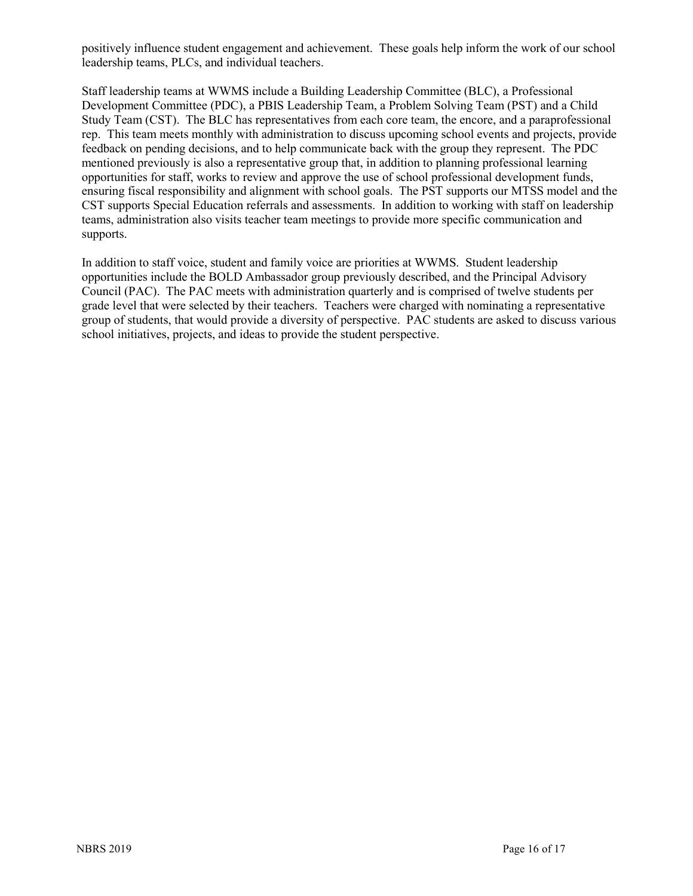positively influence student engagement and achievement. These goals help inform the work of our school leadership teams, PLCs, and individual teachers.

Staff leadership teams at WWMS include a Building Leadership Committee (BLC), a Professional Development Committee (PDC), a PBIS Leadership Team, a Problem Solving Team (PST) and a Child Study Team (CST). The BLC has representatives from each core team, the encore, and a paraprofessional rep. This team meets monthly with administration to discuss upcoming school events and projects, provide feedback on pending decisions, and to help communicate back with the group they represent. The PDC mentioned previously is also a representative group that, in addition to planning professional learning opportunities for staff, works to review and approve the use of school professional development funds, ensuring fiscal responsibility and alignment with school goals. The PST supports our MTSS model and the CST supports Special Education referrals and assessments. In addition to working with staff on leadership teams, administration also visits teacher team meetings to provide more specific communication and supports.

In addition to staff voice, student and family voice are priorities at WWMS. Student leadership opportunities include the BOLD Ambassador group previously described, and the Principal Advisory Council (PAC). The PAC meets with administration quarterly and is comprised of twelve students per grade level that were selected by their teachers. Teachers were charged with nominating a representative group of students, that would provide a diversity of perspective. PAC students are asked to discuss various school initiatives, projects, and ideas to provide the student perspective.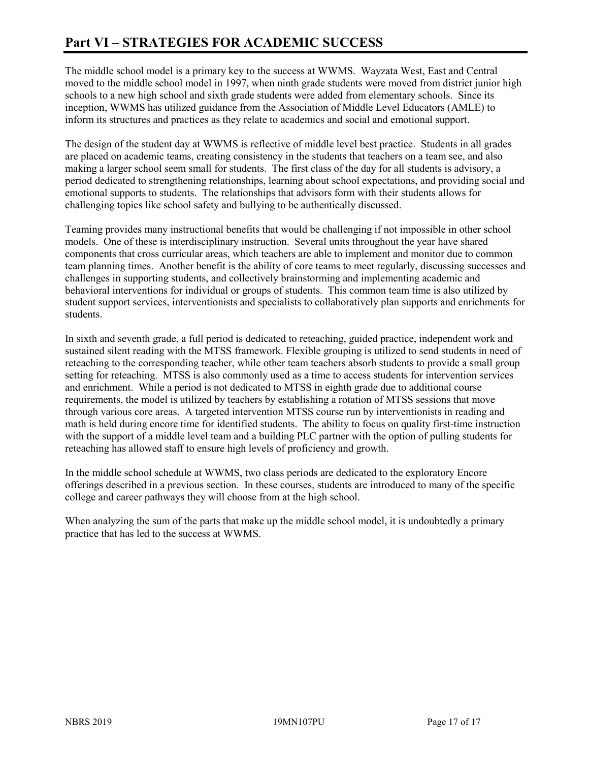# Part VI – STRATEGIES FOR ACADEMIC SUCCESS

The middle school model is a primary key to the success at WWMS. Wayzata West, East and Central moved to the middle school model in 1997, when ninth grade students were moved from district junior high schools to a new high school and sixth grade students were added from elementary schools. Since its inception, WWMS has utilized guidance from the Association of Middle Level Educators (AMLE) to inform its structures and practices as they relate to academics and social and emotional support.

The design of the student day at WWMS is reflective of middle level best practice. Students in all grades are placed on academic teams, creating consistency in the students that teachers on a team see, and also making a larger school seem small for students. The first class of the day for all students is advisory, a period dedicated to strengthening relationships, learning about school expectations, and providing social and emotional supports to students. The relationships that advisors form with their students allows for challenging topics like school safety and bullying to be authentically discussed.

Teaming provides many instructional benefits that would be challenging if not impossible in other school models. One of these is interdisciplinary instruction. Several units throughout the year have shared components that cross curricular areas, which teachers are able to implement and monitor due to common team planning times. Another benefit is the ability of core teams to meet regularly, discussing successes and challenges in supporting students, and collectively brainstorming and implementing academic and behavioral interventions for individual or groups of students. This common team time is also utilized by student support services, interventionists and specialists to collaboratively plan supports and enrichments for students.

In sixth and seventh grade, a full period is dedicated to reteaching, guided practice, independent work and sustained silent reading with the MTSS framework. Flexible grouping is utilized to send students in need of reteaching to the corresponding teacher, while other team teachers absorb students to provide a small group setting for reteaching. MTSS is also commonly used as a time to access students for intervention services and enrichment. While a period is not dedicated to MTSS in eighth grade due to additional course requirements, the model is utilized by teachers by establishing a rotation of MTSS sessions that move through various core areas. A targeted intervention MTSS course run by interventionists in reading and math is held during encore time for identified students. The ability to focus on quality first-time instruction with the support of a middle level team and a building PLC partner with the option of pulling students for reteaching has allowed staff to ensure high levels of proficiency and growth.

In the middle school schedule at WWMS, two class periods are dedicated to the exploratory Encore offerings described in a previous section. In these courses, students are introduced to many of the specific college and career pathways they will choose from at the high school.

When analyzing the sum of the parts that make up the middle school model, it is undoubtedly a primary practice that has led to the success at WWMS.